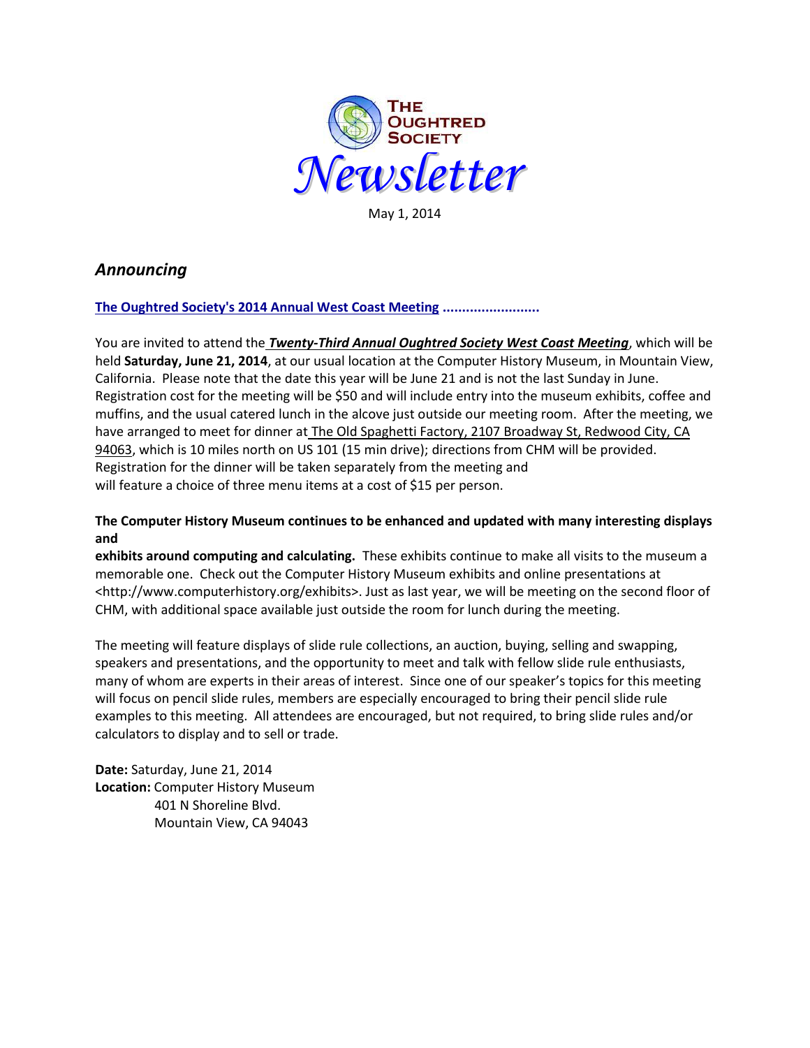# The Oughtred Society Newsletter

May 1, 2014

## *Announcing*

**The Oughtred Society's 2014 Annual West Coast Meeting ........................**

You are invited to attend the ***Twenty-Third Annual Oughtred Society West Coast Meeting***, which will be held **Saturday, June 21, 2014**, at our usual location at the Computer History Museum, in Mountain View, California. Please note that the date this year will be June 21 and is not the last Sunday in June. Registration cost for the meeting will be $50 and will include entry into the museum exhibits, coffee and muffins, and the usual catered lunch in the alcove just outside our meeting room. After the meeting, we have arranged to meet for dinner at The Old Spaghetti Factory, 2107 Broadway St, Redwood City, CA 94063, which is 10 miles north on US 101 (15 min drive); directions from CHM will be provided. Registration for the dinner will be taken separately from the meeting and will feature a choice of three menu items at a cost of $15 per person.

**The Computer History Museum continues to be enhanced and updated with many interesting displays and exhibits around computing and calculating.** These exhibits continue to make all visits to the museum a memorable one. Check out the Computer History Museum exhibits and online presentations at <http://www.computerhistory.org/exhibits>. Just as last year, we will be meeting on the second floor of CHM, with additional space available just outside the room for lunch during the meeting.

The meeting will feature displays of slide rule collections, an auction, buying, selling and swapping, speakers and presentations, and the opportunity to meet and talk with fellow slide rule enthusiasts, many of whom are experts in their areas of interest. Since one of our speaker's topics for this meeting will focus on pencil slide rules, members are especially encouraged to bring their pencil slide rule examples to this meeting. All attendees are encouraged, but not required, to bring slide rules and/or calculators to display and to sell or trade.

**Date:** Saturday, June 21, 2014
**Location:** Computer History Museum
401 N Shoreline Blvd.
Mountain View, CA 94043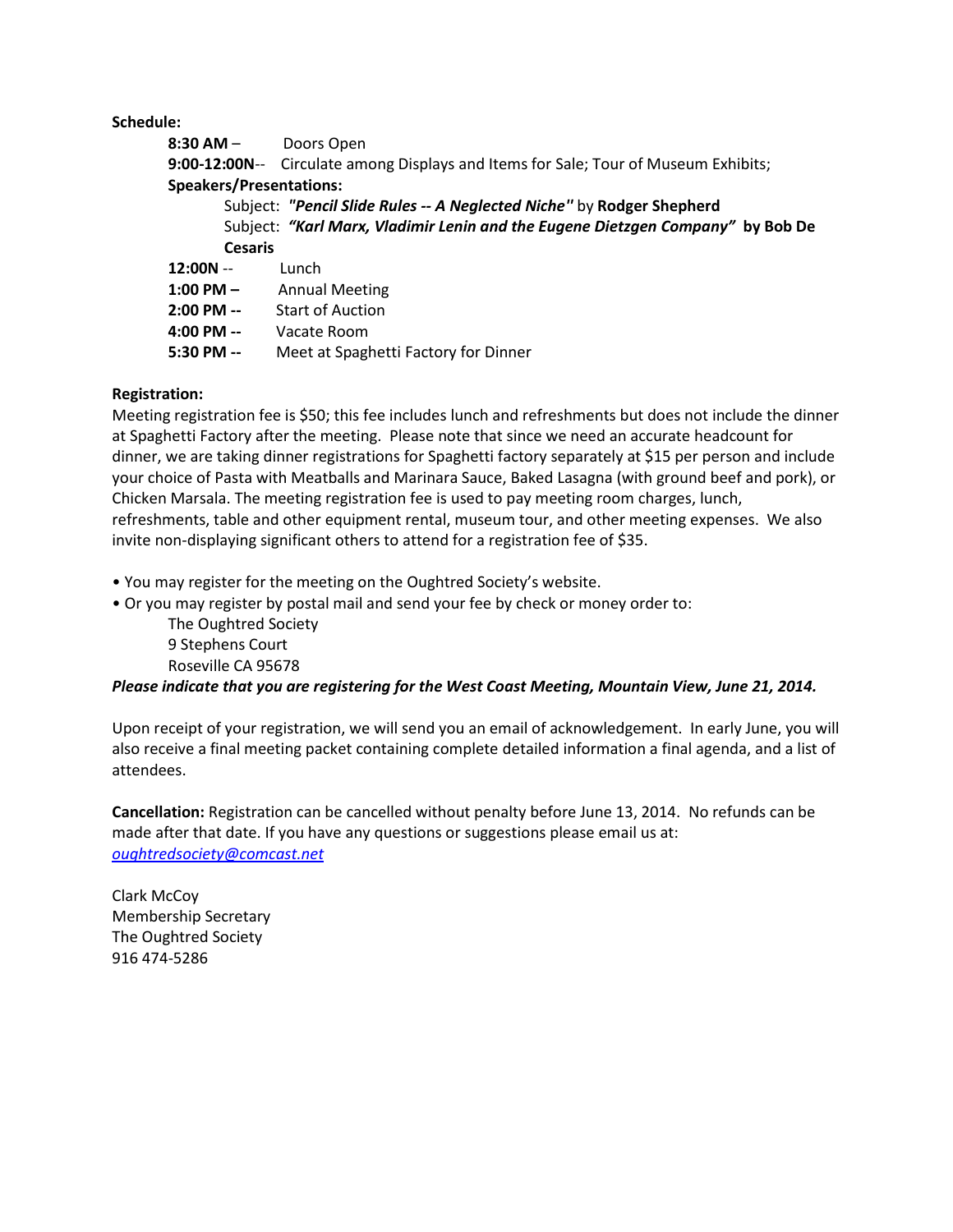**Schedule:**

**8:30 AM** – Doors Open

**9:00-12:00N**-- Circulate among Displays and Items for Sale; Tour of Museum Exhibits;

**Speakers/Presentations:**

Subject: ***"Pencil Slide Rules -- A Neglected Niche"*** by **Rodger Shepherd**

Subject: ***"Karl Marx, Vladimir Lenin and the Eugene Dietzgen Company"*** **by Bob De Cesaris**

**12:00N** -- Lunch

**1:00 PM –** Annual Meeting

**2:00 PM --** Start of Auction

**4:00 PM --** Vacate Room

**5:30 PM --** Meet at Spaghetti Factory for Dinner

**Registration:**

Meeting registration fee is $50; this fee includes lunch and refreshments but does not include the dinner at Spaghetti Factory after the meeting. Please note that since we need an accurate headcount for dinner, we are taking dinner registrations for Spaghetti factory separately at $15 per person and include your choice of Pasta with Meatballs and Marinara Sauce, Baked Lasagna (with ground beef and pork), or Chicken Marsala. The meeting registration fee is used to pay meeting room charges, lunch, refreshments, table and other equipment rental, museum tour, and other meeting expenses. We also invite non-displaying significant others to attend for a registration fee of $35.

- You may register for the meeting on the Oughtred Society's website.
- Or you may register by postal mail and send your fee by check or money order to:

  The Oughtred Society
  9 Stephens Court
  Roseville CA 95678

***Please indicate that you are registering for the West Coast Meeting, Mountain View, June 21, 2014.***

Upon receipt of your registration, we will send you an email of acknowledgement. In early June, you will also receive a final meeting packet containing complete detailed information a final agenda, and a list of attendees.

**Cancellation:** Registration can be cancelled without penalty before June 13, 2014. No refunds can be made after that date. If you have any questions or suggestions please email us at: *oughtredsociety@comcast.net*

Clark McCoy
Membership Secretary
The Oughtred Society
916 474-5286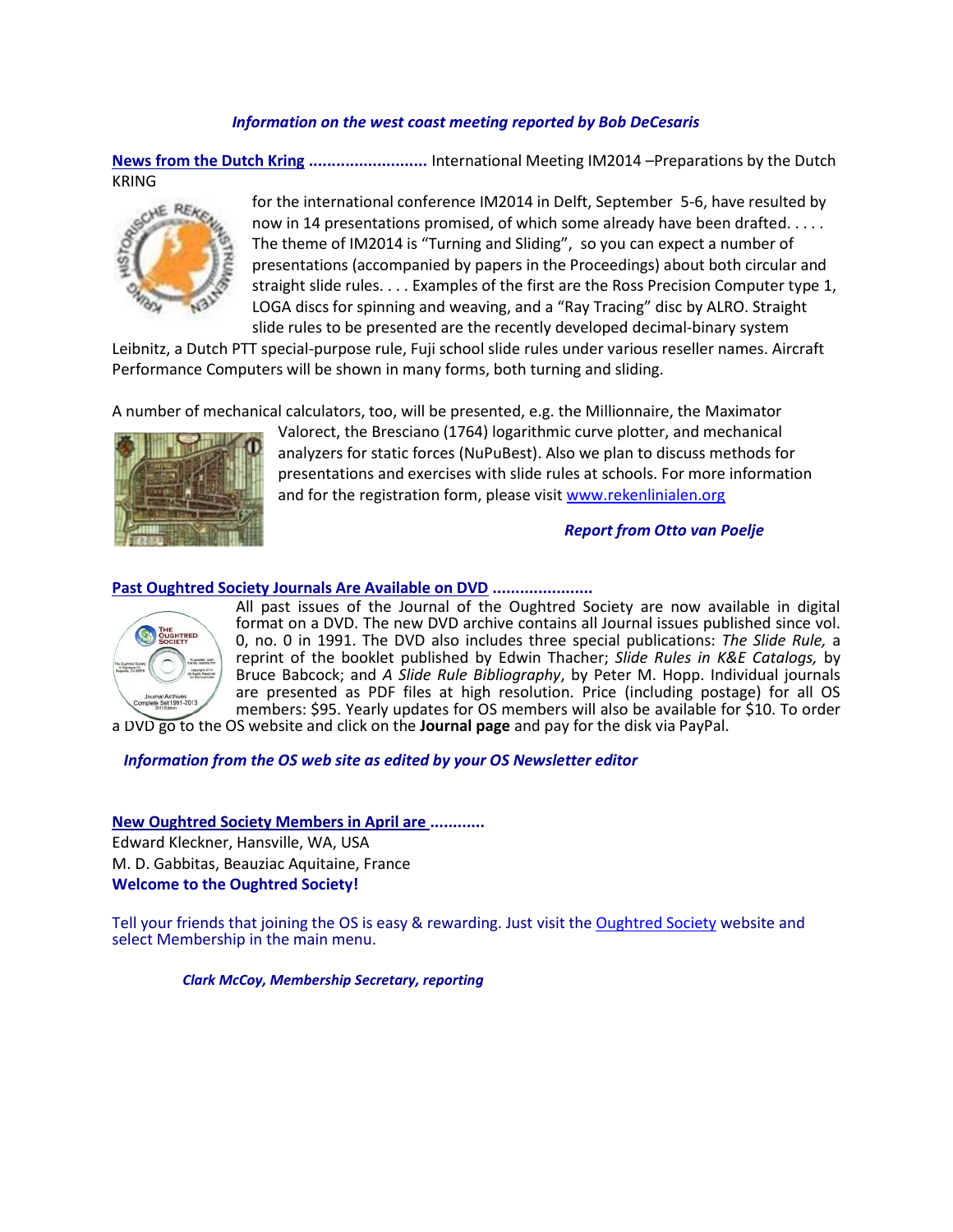*Information on the west coast meeting reported by Bob DeCesaris*

**News from the Dutch Kring ..........................** International Meeting IM2014 –Preparations by the Dutch KRING for the international conference IM2014 in Delft, September 5-6, have resulted by now in 14 presentations promised, of which some already have been drafted. . . . . The theme of IM2014 is "Turning and Sliding", so you can expect a number of presentations (accompanied by papers in the Proceedings) about both circular and straight slide rules. . . . Examples of the first are the Ross Precision Computer type 1, LOGA discs for spinning and weaving, and a "Ray Tracing" disc by ALRO. Straight slide rules to be presented are the recently developed decimal-binary system Leibnitz, a Dutch PTT special-purpose rule, Fuji school slide rules under various reseller names. Aircraft Performance Computers will be shown in many forms, both turning and sliding.

A number of mechanical calculators, too, will be presented, e.g. the Millionnaire, the Maximator Valorect, the Bresciano (1764) logarithmic curve plotter, and mechanical analyzers for static forces (NuPuBest). Also we plan to discuss methods for presentations and exercises with slide rules at schools. For more information and for the registration form, please visit www.rekenlinialen.org

*Report from Otto van Poelje*

**Past Oughtred Society Journals Are Available on DVD .....................**
All past issues of the Journal of the Oughtred Society are now available in digital format on a DVD. The new DVD archive contains all Journal issues published since vol. 0, no. 0 in 1991. The DVD also includes three special publications: *The Slide Rule,* a reprint of the booklet published by Edwin Thacher; *Slide Rules in K&E Catalogs,* by Bruce Babcock; and *A Slide Rule Bibliography*, by Peter M. Hopp. Individual journals are presented as PDF files at high resolution. Price (including postage) for all OS members: $95. Yearly updates for OS members will also be available for $10. To order a DVD go to the OS website and click on the **Journal page** and pay for the disk via PayPal.

*Information from the OS web site as edited by your OS Newsletter editor*

**New Oughtred Society Members in April are ............**
Edward Kleckner, Hansville, WA, USA
M. D. Gabbitas, Beauziac Aquitaine, France
**Welcome to the Oughtred Society!**

Tell your friends that joining the OS is easy & rewarding. Just visit the Oughtred Society website and select Membership in the main menu.

*Clark McCoy, Membership Secretary, reporting*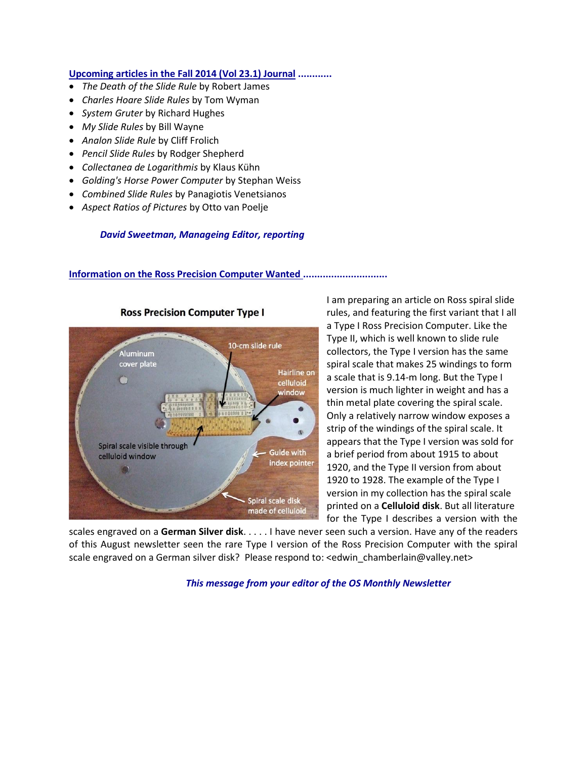**Upcoming articles in the Fall 2014 (Vol 23.1) Journal ............**

- *The Death of the Slide Rule* by Robert James
- *Charles Hoare Slide Rules* by Tom Wyman
- *System Gruter* by Richard Hughes
- *My Slide Rules* by Bill Wayne
- *Analon Slide Rule* by Cliff Frolich
- *Pencil Slide Rules* by Rodger Shepherd
- *Collectanea de Logarithmis* by Klaus Kühn
- *Golding's Horse Power Computer* by Stephan Weiss
- *Combined Slide Rules* by Panagiotis Venetsianos
- *Aspect Ratios of Pictures* by Otto van Poelje

***David Sweetman, Manageing Editor, reporting***

**Information on the Ross Precision Computer Wanted .............................**

**Ross Precision Computer Type I**

Aluminum cover plate; 10-cm slide rule; Hairline on celluloid window; Spiral scale visible through celluloid window; Guide with index pointer; Spiral scale disk made of celluloid

I am preparing an article on Ross spiral slide rules, and featuring the first variant that I all a Type I Ross Precision Computer. Like the Type II, which is well known to slide rule collectors, the Type I version has the same spiral scale that makes 25 windings to form a scale that is 9.14-m long. But the Type I version is much lighter in weight and has a thin metal plate covering the spiral scale. Only a relatively narrow window exposes a strip of the windings of the spiral scale. It appears that the Type I version was sold for a brief period from about 1915 to about 1920, and the Type II version from about 1920 to 1928. The example of the Type I version in my collection has the spiral scale printed on a **Celluloid disk**. But all literature for the Type I describes a version with the scales engraved on a **German Silver disk**. . . . . I have never seen such a version. Have any of the readers of this August newsletter seen the rare Type I version of the Ross Precision Computer with the spiral scale engraved on a German silver disk? Please respond to: <edwin_chamberlain@valley.net>

***This message from your editor of the OS Monthly Newsletter***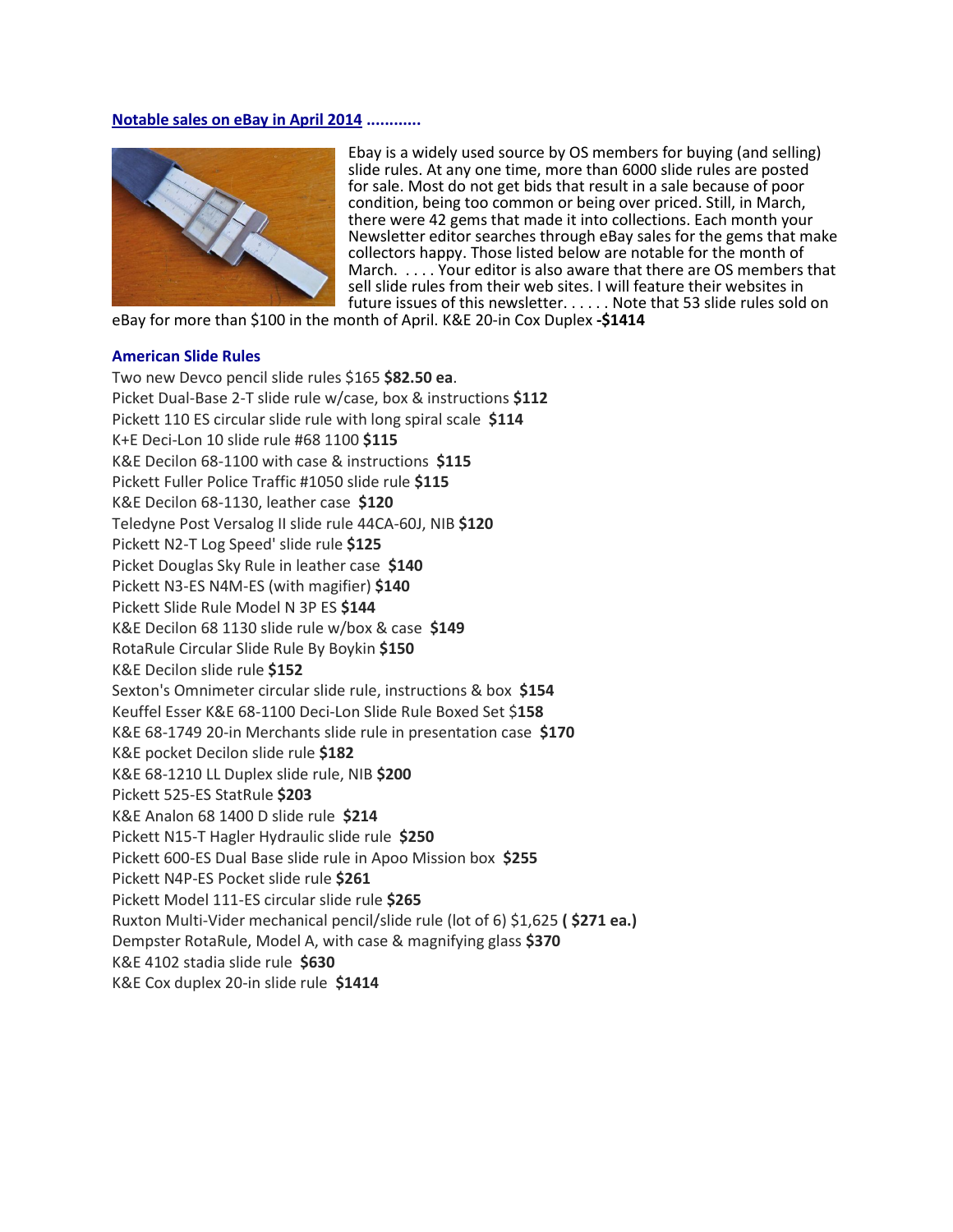**Notable sales on eBay in April 2014 ............**

Ebay is a widely used source by OS members for buying (and selling) slide rules. At any one time, more than 6000 slide rules are posted for sale. Most do not get bids that result in a sale because of poor condition, being too common or being over priced. Still, in March, there were 42 gems that made it into collections. Each month your Newsletter editor searches through eBay sales for the gems that make collectors happy. Those listed below are notable for the month of March. . . . . Your editor is also aware that there are OS members that sell slide rules from their web sites. I will feature their websites in future issues of this newsletter. . . . . . Note that 53 slide rules sold on eBay for more than $100 in the month of April. K&E 20-in Cox Duplex **-$1414**

### American Slide Rules

Two new Devco pencil slide rules $165 **$82.50 ea**.
Picket Dual-Base 2-T slide rule w/case, box & instructions **$112**
Pickett 110 ES circular slide rule with long spiral scale **$114**
K+E Deci-Lon 10 slide rule #68 1100 **$115**
K&E Decilon 68-1100 with case & instructions **$115**
Pickett Fuller Police Traffic #1050 slide rule **$115**
K&E Decilon 68-1130, leather case **$120**
Teledyne Post Versalog II slide rule 44CA-60J, NIB **$120**
Pickett N2-T Log Speed' slide rule **$125**
Picket Douglas Sky Rule in leather case **$140**
Pickett N3-ES N4M-ES (with magifier) **$140**
Pickett Slide Rule Model N 3P ES **$144**
K&E Decilon 68 1130 slide rule w/box & case **$149**
RotaRule Circular Slide Rule By Boykin **$150**
K&E Decilon slide rule **$152**
Sexton's Omnimeter circular slide rule, instructions & box **$154**
Keuffel Esser K&E 68-1100 Deci-Lon Slide Rule Boxed Set $**158**
K&E 68-1749 20-in Merchants slide rule in presentation case **$170**
K&E pocket Decilon slide rule **$182**
K&E 68-1210 LL Duplex slide rule, NIB **$200**
Pickett 525-ES StatRule **$203**
K&E Analon 68 1400 D slide rule **$214**
Pickett N15-T Hagler Hydraulic slide rule **$250**
Pickett 600-ES Dual Base slide rule in Apoo Mission box **$255**
Pickett N4P-ES Pocket slide rule **$261**
Pickett Model 111-ES circular slide rule **$265**
Ruxton Multi-Vider mechanical pencil/slide rule (lot of 6) $1,625 **( $271 ea.)**
Dempster RotaRule, Model A, with case & magnifying glass **$370**
K&E 4102 stadia slide rule **$630**
K&E Cox duplex 20-in slide rule **$1414**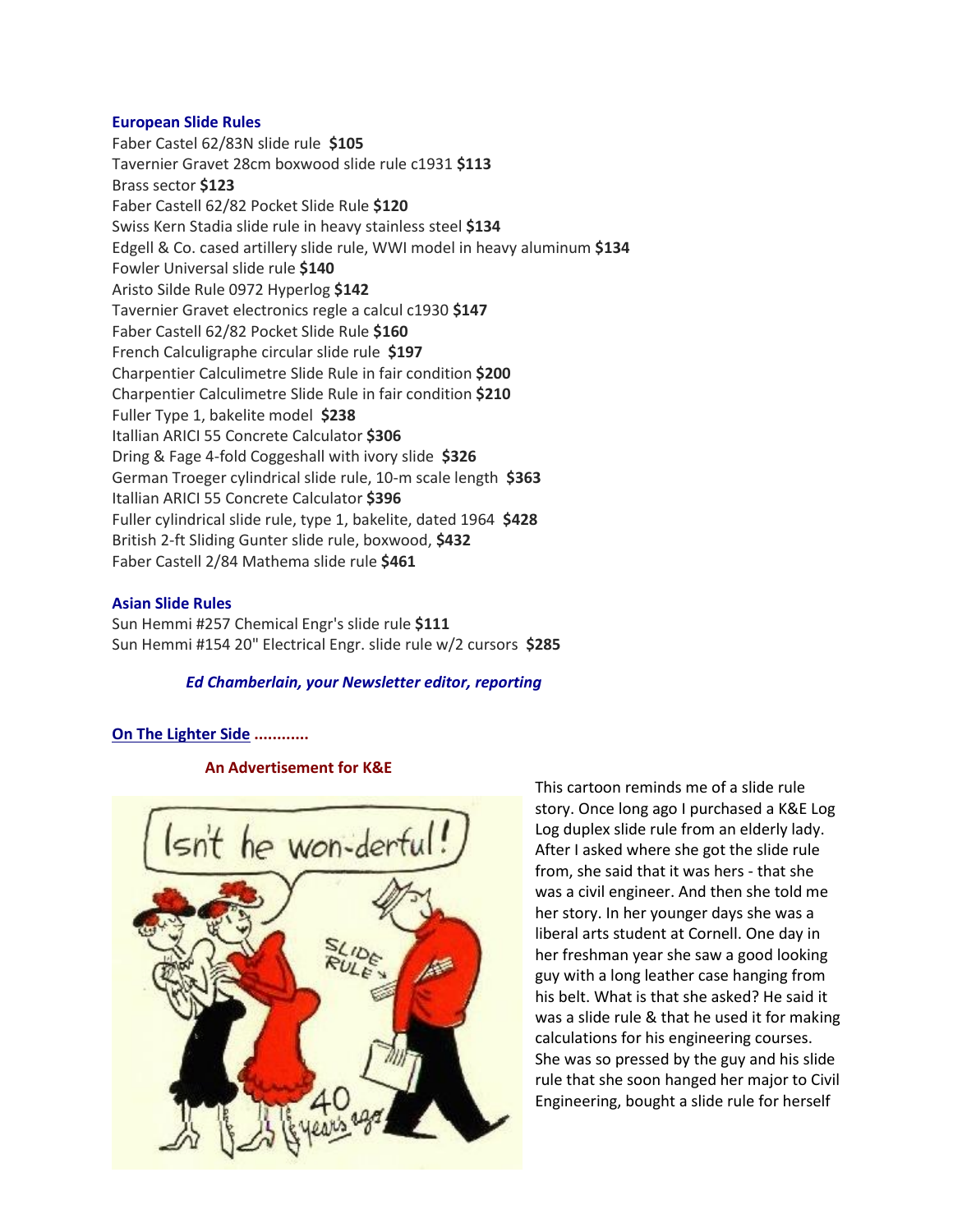**European Slide Rules**

Faber Castel 62/83N slide rule **$105**
Tavernier Gravet 28cm boxwood slide rule c1931 **$113**
Brass sector **$123**
Faber Castell 62/82 Pocket Slide Rule **$120**
Swiss Kern Stadia slide rule in heavy stainless steel **$134**
Edgell & Co. cased artillery slide rule, WWI model in heavy aluminum **$134**
Fowler Universal slide rule **$140**
Aristo Silde Rule 0972 Hyperlog **$142**
Tavernier Gravet electronics regle a calcul c1930 **$147**
Faber Castell 62/82 Pocket Slide Rule **$160**
French Calculigraphe circular slide rule **$197**
Charpentier Calculimetre Slide Rule in fair condition **$200**
Charpentier Calculimetre Slide Rule in fair condition **$210**
Fuller Type 1, bakelite model **$238**
Itallian ARICI 55 Concrete Calculator **$306**
Dring & Fage 4-fold Coggeshall with ivory slide **$326**
German Troeger cylindrical slide rule, 10-m scale length **$363**
Itallian ARICI 55 Concrete Calculator **$396**
Fuller cylindrical slide rule, type 1, bakelite, dated 1964 **$428**
British 2-ft Sliding Gunter slide rule, boxwood, **$432**
Faber Castell 2/84 Mathema slide rule **$461**

**Asian Slide Rules**

Sun Hemmi #257 Chemical Engr's slide rule **$111**
Sun Hemmi #154 20" Electrical Engr. slide rule w/2 cursors **$285**

***Ed Chamberlain, your Newsletter editor, reporting***

**On The Lighter Side ............**

**An Advertisement for K&E**

This cartoon reminds me of a slide rule story. Once long ago I purchased a K&E Log Log duplex slide rule from an elderly lady. After I asked where she got the slide rule from, she said that it was hers - that she was a civil engineer. And then she told me her story. In her younger days she was a liberal arts student at Cornell. One day in her freshman year she saw a good looking guy with a long leather case hanging from his belt. What is that she asked? He said it was a slide rule & that he used it for making calculations for his engineering courses. She was so pressed by the guy and his slide rule that she soon hanged her major to Civil Engineering, bought a slide rule for herself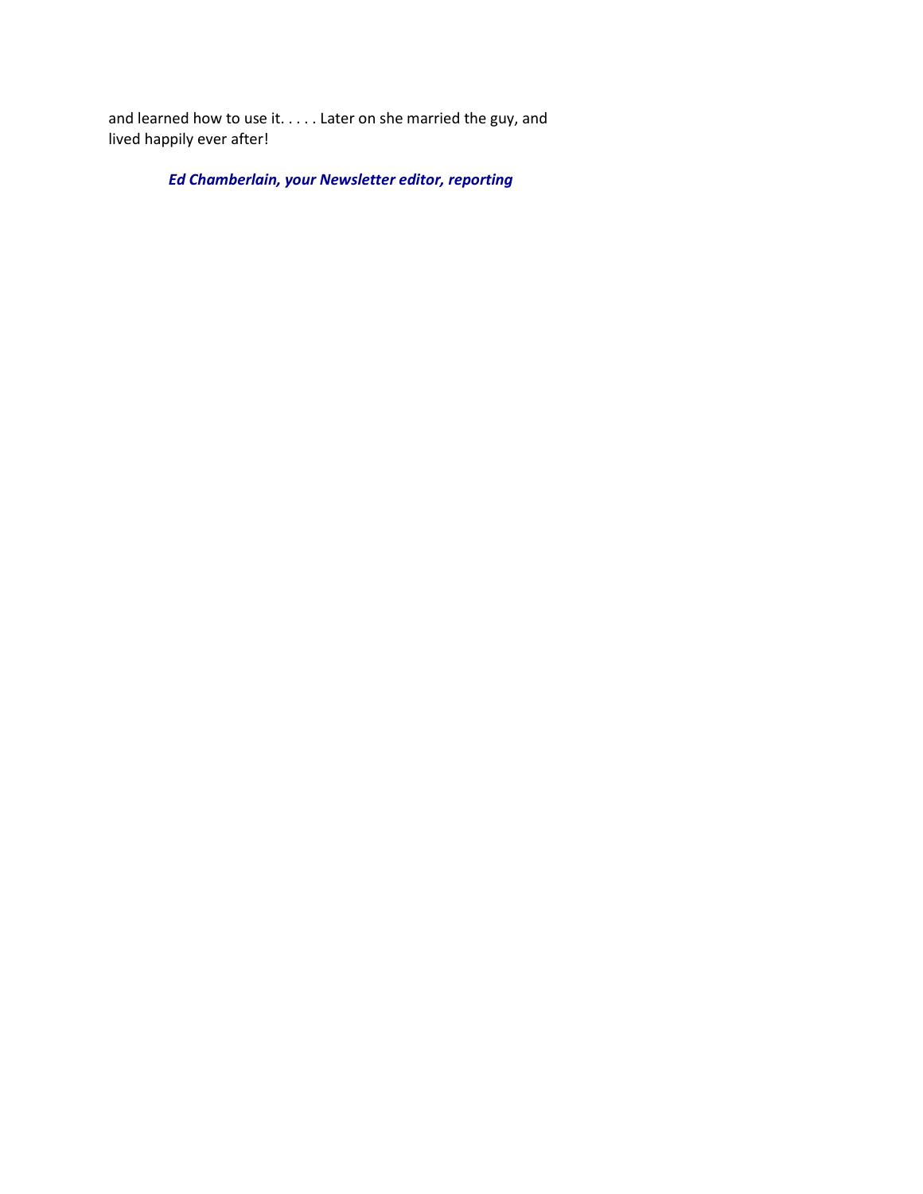and learned how to use it. . . . . Later on she married the guy, and lived happily ever after!

***Ed Chamberlain, your Newsletter editor, reporting***